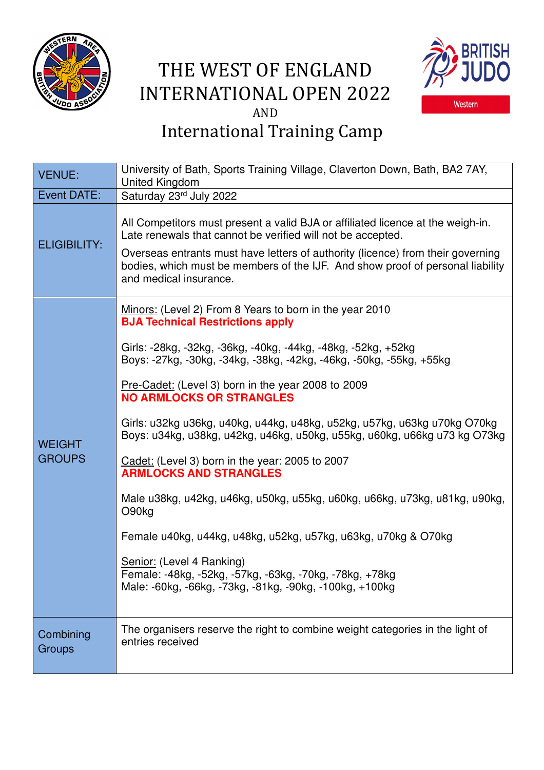# THE WEST OF ENGLAND INTERNATIONAL OPEN 2022

AND

## International Training Camp

| | |
|---|---|
| VENUE: | University of Bath, Sports Training Village, Claverton Down, Bath, BA2 7AY, United Kingdom |
| Event DATE: | Saturday 23rd July 2022 |
| ELIGIBILITY: | All Competitors must present a valid BJA or affiliated licence at the weigh-in. Late renewals that cannot be verified will not be accepted.<br><br>Overseas entrants must have letters of authority (licence) from their governing bodies, which must be members of the IJF. And show proof of personal liability and medical insurance. |
| WEIGHT GROUPS | Minors: (Level 2) From 8 Years to born in the year 2010<br>**BJA Technical Restrictions apply**<br><br>Girls: -28kg, -32kg, -36kg, -40kg, -44kg, -48kg, -52kg, +52kg<br>Boys: -27kg, -30kg, -34kg, -38kg, -42kg, -46kg, -50kg, -55kg, +55kg<br><br>Pre-Cadet: (Level 3) born in the year 2008 to 2009<br>**NO ARMLOCKS OR STRANGLES**<br><br>Girls: u32kg u36kg, u40kg, u44kg, u48kg, u52kg, u57kg, u63kg u70kg O70kg<br>Boys: u34kg, u38kg, u42kg, u46kg, u50kg, u55kg, u60kg, u66kg u73 kg O73kg<br><br>Cadet: (Level 3) born in the year: 2005 to 2007<br>**ARMLOCKS AND STRANGLES**<br><br>Male u38kg, u42kg, u46kg, u50kg, u55kg, u60kg, u66kg, u73kg, u81kg, u90kg, O90kg<br><br>Female u40kg, u44kg, u48kg, u52kg, u57kg, u63kg, u70kg & O70kg<br><br>Senior: (Level 4 Ranking)<br>Female: -48kg, -52kg, -57kg, -63kg, -70kg, -78kg, +78kg<br>Male: -60kg, -66kg, -73kg, -81kg, -90kg, -100kg, +100kg |
| Combining Groups | The organisers reserve the right to combine weight categories in the light of entries received |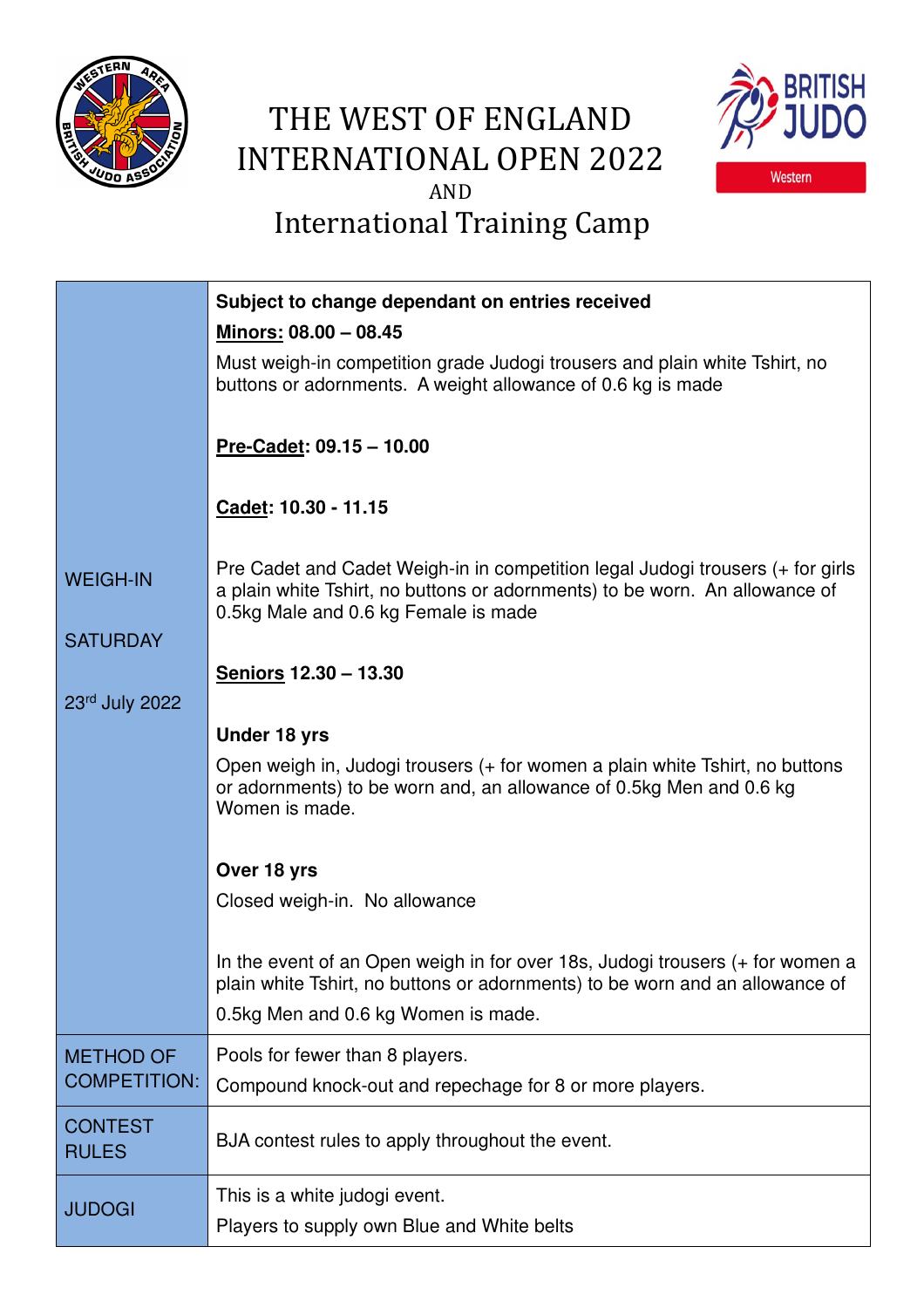# THE WEST OF ENGLAND INTERNATIONAL OPEN 2022

AND

# International Training Camp

| | |
|---|---|
| WEIGH-IN<br><br>SATURDAY<br><br>23rd July 2022 | **Subject to change dependant on entries received**<br><br>**Minors: 08.00 – 08.45**<br><br>Must weigh-in competition grade Judogi trousers and plain white Tshirt, no buttons or adornments. A weight allowance of 0.6 kg is made<br><br>**Pre-Cadet: 09.15 – 10.00**<br><br>**Cadet: 10.30 - 11.15**<br><br>Pre Cadet and Cadet Weigh-in in competition legal Judogi trousers (+ for girls a plain white Tshirt, no buttons or adornments) to be worn. An allowance of 0.5kg Male and 0.6 kg Female is made<br><br>**Seniors 12.30 – 13.30**<br><br>**Under 18 yrs**<br><br>Open weigh in, Judogi trousers (+ for women a plain white Tshirt, no buttons or adornments) to be worn and, an allowance of 0.5kg Men and 0.6 kg Women is made.<br><br>**Over 18 yrs**<br><br>Closed weigh-in. No allowance<br><br>In the event of an Open weigh in for over 18s, Judogi trousers (+ for women a plain white Tshirt, no buttons or adornments) to be worn and an allowance of 0.5kg Men and 0.6 kg Women is made. |
| METHOD OF COMPETITION: | Pools for fewer than 8 players.<br><br>Compound knock-out and repechage for 8 or more players. |
| CONTEST RULES | BJA contest rules to apply throughout the event. |
| JUDOGI | This is a white judogi event.<br><br>Players to supply own Blue and White belts |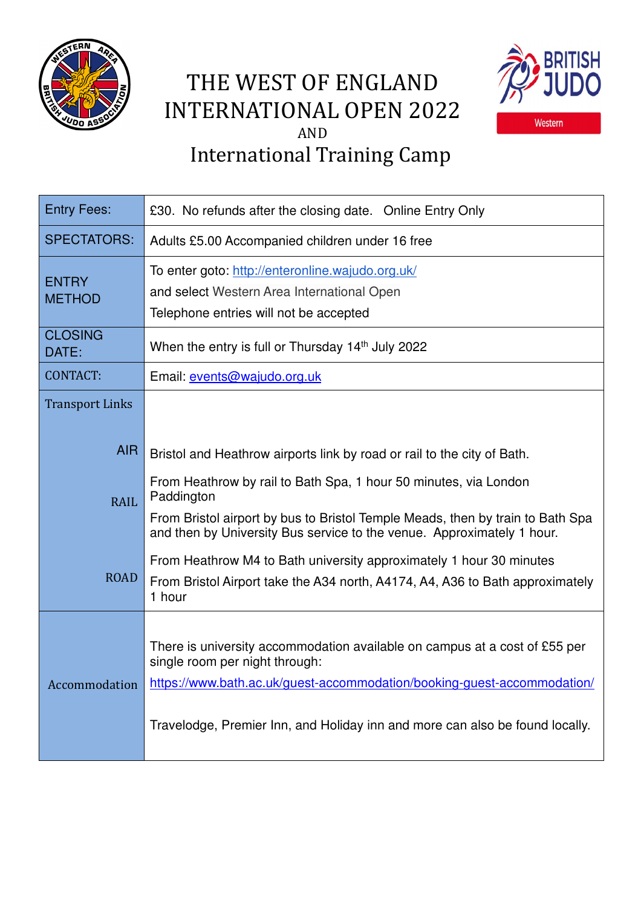# THE WEST OF ENGLAND INTERNATIONAL OPEN 2022

AND

## International Training Camp

| | |
|---|---|
| Entry Fees: | £30. No refunds after the closing date. Online Entry Only |
| SPECTATORS: | Adults £5.00 Accompanied children under 16 free |
| ENTRY METHOD | To enter goto: http://enteronline.wajudo.org.uk/<br>and select Western Area International Open<br>Telephone entries will not be accepted |
| CLOSING DATE: | When the entry is full or Thursday 14th July 2022 |
| CONTACT: | Email: events@wajudo.org.uk |
| Transport Links | |
| AIR | Bristol and Heathrow airports link by road or rail to the city of Bath. |
| RAIL | From Heathrow by rail to Bath Spa, 1 hour 50 minutes, via London Paddington<br>From Bristol airport by bus to Bristol Temple Meads, then by train to Bath Spa and then by University Bus service to the venue. Approximately 1 hour. |
| ROAD | From Heathrow M4 to Bath university approximately 1 hour 30 minutes<br>From Bristol Airport take the A34 north, A4174, A4, A36 to Bath approximately 1 hour |
| Accommodation | There is university accommodation available on campus at a cost of £55 per single room per night through:<br>https://www.bath.ac.uk/guest-accommodation/booking-guest-accommodation/<br><br>Travelodge, Premier Inn, and Holiday inn and more can also be found locally. |